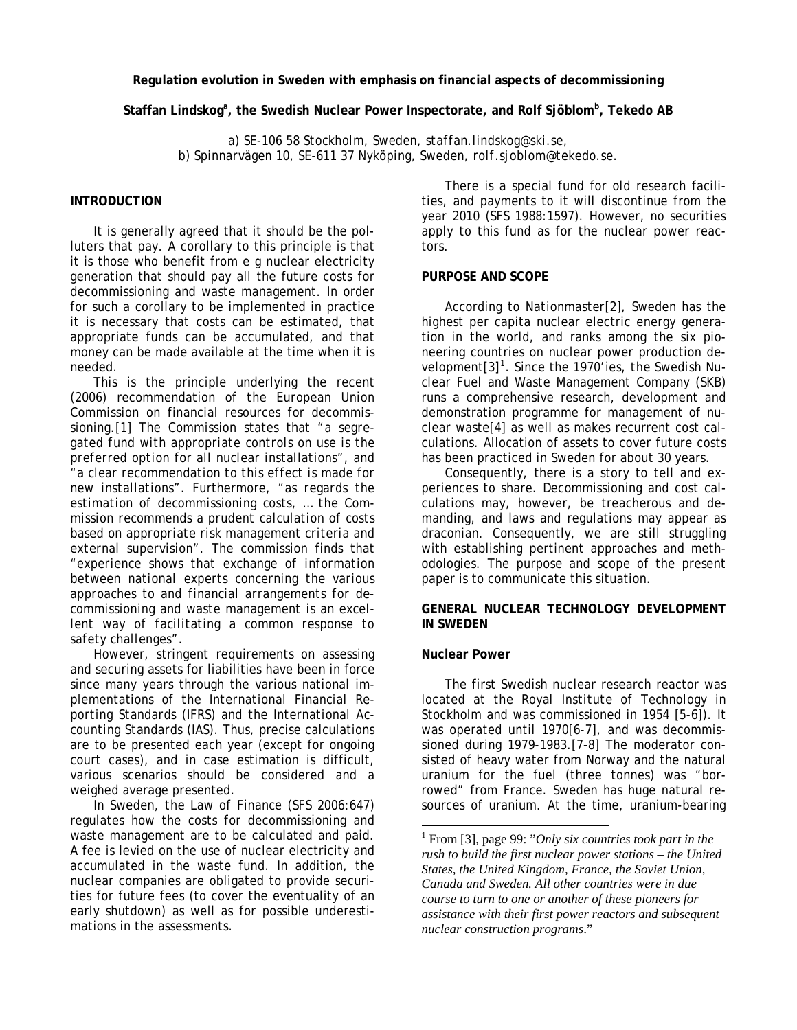# Regulation evolution in Sweden with emphasis on financial aspects of decommissioning

**Staffan Lindskog[a], the Swedish Nuclear Power Inspectorate, and Rolf Sjöblom[b], Tekedo AB**

a) SE-106 58 Stockholm, Sweden, staffan.lindskog@ski.se,
b) Spinnarvägen 10, SE-611 37 Nyköping, Sweden, rolf.sjoblom@tekedo.se.

## INTRODUCTION

It is generally agreed that it should be the polluters that pay. A corollary to this principle is that it is those who benefit from e g nuclear electricity generation that should pay all the future costs for decommissioning and waste management. In order for such a corollary to be implemented in practice it is necessary that costs can be estimated, that appropriate funds can be accumulated, and that money can be made available at the time when it is needed.

This is the principle underlying the recent (2006) recommendation of the European Union Commission on financial resources for decommissioning.[1] The Commission states that "*a segregated fund with appropriate controls on use is the preferred option for all nuclear installations*", and "*a clear recommendation to this effect is made for new installations*". Furthermore, "*as regards the estimation of decommissioning costs, … the Commission recommends a prudent calculation of costs based on appropriate risk management criteria and external supervision*". The commission finds that "*experience shows that exchange of information between national experts concerning the various approaches to and financial arrangements for decommissioning and waste management is an excellent way of facilitating a common response to safety challenges*".

However, stringent requirements on assessing and securing assets for liabilities have been in force since many years through the various national implementations of the International Financial Reporting Standards (IFRS) and the International Accounting Standards (IAS). Thus, precise calculations are to be presented each year (except for ongoing court cases), and in case estimation is difficult, various scenarios should be considered and a weighed average presented.

In Sweden, the Law of Finance (SFS 2006:647) regulates how the costs for decommissioning and waste management are to be calculated and paid. A fee is levied on the use of nuclear electricity and accumulated in the waste fund. In addition, the nuclear companies are obligated to provide securities for future fees (to cover the eventuality of an early shutdown) as well as for possible underestimations in the assessments.

There is a special fund for old research facilities, and payments to it will discontinue from the year 2010 (SFS 1988:1597). However, no securities apply to this fund as for the nuclear power reactors.

## PURPOSE AND SCOPE

According to Nationmaster[2], Sweden has the highest per capita nuclear electric energy generation in the world, and ranks among the six pioneering countries on nuclear power production development[3][1]. Since the 1970'ies, the Swedish Nuclear Fuel and Waste Management Company (SKB) runs a comprehensive research, development and demonstration programme for management of nuclear waste[4] as well as makes recurrent cost calculations. Allocation of assets to cover future costs has been practiced in Sweden for about 30 years.

Consequently, there is a story to tell and experiences to share. Decommissioning and cost calculations may, however, be treacherous and demanding, and laws and regulations may appear as draconian. Consequently, we are still struggling with establishing pertinent approaches and methodologies. The purpose and scope of the present paper is to communicate this situation.

## GENERAL NUCLEAR TECHNOLOGY DEVELOPMENT IN SWEDEN

### Nuclear Power

The first Swedish nuclear research reactor was located at the Royal Institute of Technology in Stockholm and was commissioned in 1954 [5-6]). It was operated until 1970[6-7], and was decommissioned during 1979-1983.[7-8] The moderator consisted of heavy water from Norway and the natural uranium for the fuel (three tonnes) was "borrowed" from France. Sweden has huge natural resources of uranium. At the time, uranium-bearing

[1] From [3], page 99: "*Only six countries took part in the rush to build the first nuclear power stations – the United States, the United Kingdom, France, the Soviet Union, Canada and Sweden. All other countries were in due course to turn to one or another of these pioneers for assistance with their first power reactors and subsequent nuclear construction programs*."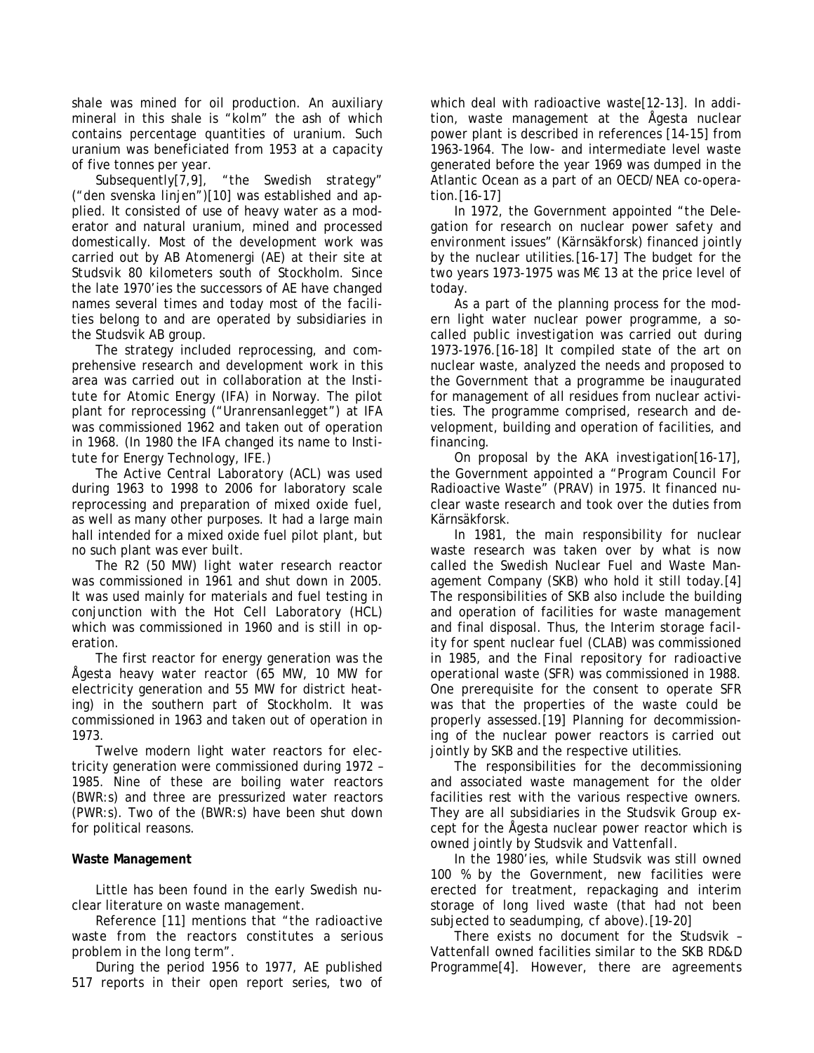shale was mined for oil production. An auxiliary mineral in this shale is "kolm" the ash of which contains percentage quantities of uranium. Such uranium was beneficiated from 1953 at a capacity of five tonnes per year.

Subsequently[7,9], "the Swedish strategy" ("den svenska linjen")[10] was established and applied. It consisted of use of heavy water as a moderator and natural uranium, mined and processed domestically. Most of the development work was carried out by AB Atomenergi (AE) at their site at Studsvik 80 kilometers south of Stockholm. Since the late 1970'ies the successors of AE have changed names several times and today most of the facilities belong to and are operated by subsidiaries in the Studsvik AB group.

The strategy included reprocessing, and comprehensive research and development work in this area was carried out in collaboration at the Institute for Atomic Energy (IFA) in Norway. The pilot plant for reprocessing ("Uranrensanlegget") at IFA was commissioned 1962 and taken out of operation in 1968. (In 1980 the IFA changed its name to Institute for Energy Technology, IFE.)

The Active Central Laboratory (ACL) was used during 1963 to 1998 to 2006 for laboratory scale reprocessing and preparation of mixed oxide fuel, as well as many other purposes. It had a large main hall intended for a mixed oxide fuel pilot plant, but no such plant was ever built.

The R2 (50 MW) light water research reactor was commissioned in 1961 and shut down in 2005. It was used mainly for materials and fuel testing in conjunction with the Hot Cell Laboratory (HCL) which was commissioned in 1960 and is still in operation.

The first reactor for energy generation was the Ågesta heavy water reactor (65 MW, 10 MW for electricity generation and 55 MW for district heating) in the southern part of Stockholm. It was commissioned in 1963 and taken out of operation in 1973.

Twelve modern light water reactors for electricity generation were commissioned during 1972 – 1985. Nine of these are boiling water reactors (BWR:s) and three are pressurized water reactors (PWR:s). Two of the (BWR:s) have been shut down for political reasons.

**Waste Management**

Little has been found in the early Swedish nuclear literature on waste management.

Reference [11] mentions that "the radioactive waste from the reactors constitutes a serious problem in the long term".

During the period 1956 to 1977, AE published 517 reports in their open report series, two of which deal with radioactive waste[12-13]. In addition, waste management at the Ågesta nuclear power plant is described in references [14-15] from 1963-1964. The low- and intermediate level waste generated before the year 1969 was dumped in the Atlantic Ocean as a part of an OECD/NEA co-operation.[16-17]

In 1972, the Government appointed "the Delegation for research on nuclear power safety and environment issues" (Kärnsäkforsk) financed jointly by the nuclear utilities.[16-17] The budget for the two years 1973-1975 was M€ 13 at the price level of today.

As a part of the planning process for the modern light water nuclear power programme, a so-called *public investigation* was carried out during 1973-1976.[16-18] It compiled state of the art on nuclear waste, analyzed the needs and proposed to the Government that a programme be inaugurated for management of all residues from nuclear activities. The programme comprised, research and development, building and operation of facilities, and financing.

On proposal by the AKA investigation[16-17], the Government appointed a "Program Council For Radioactive Waste" (PRAV) in 1975. It financed nuclear waste research and took over the duties from Kärnsäkforsk.

In 1981, the main responsibility for nuclear waste research was taken over by what is now called the Swedish Nuclear Fuel and Waste Management Company (SKB) who hold it still today.[4] The responsibilities of SKB also include the building and operation of facilities for waste management and final disposal. Thus, the Interim storage facility for spent nuclear fuel (CLAB) was commissioned in 1985, and the Final repository for radioactive operational waste (SFR) was commissioned in 1988. One prerequisite for the consent to operate SFR was that the properties of the waste could be properly assessed.[19] Planning for decommissioning of the nuclear power reactors is carried out jointly by SKB and the respective utilities.

The responsibilities for the decommissioning and associated waste management for the older facilities rest with the various respective owners. They are all subsidiaries in the Studsvik Group except for the Ågesta nuclear power reactor which is owned jointly by Studsvik and Vattenfall.

In the 1980'ies, while Studsvik was still owned 100 % by the Government, new facilities were erected for treatment, repackaging and interim storage of long lived waste (that had not been subjected to seadumping, cf above).[19-20]

There exists no document for the Studsvik – Vattenfall owned facilities similar to the SKB RD&D Programme[4]. However, there are agreements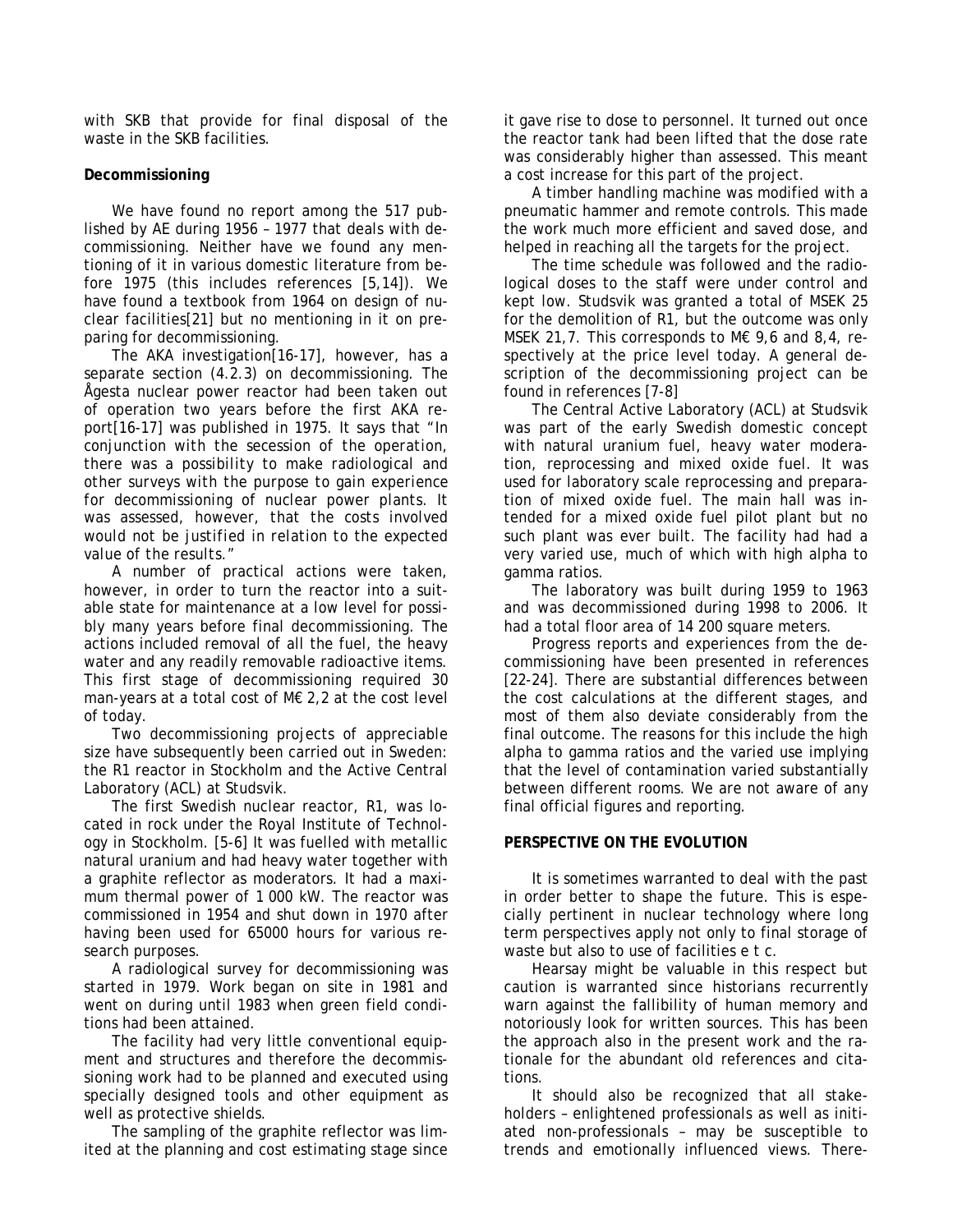with SKB that provide for final disposal of the waste in the SKB facilities.

**Decommissioning**

We have found no report among the 517 published by AE during 1956 – 1977 that deals with decommissioning. Neither have we found any mentioning of it in various domestic literature from before 1975 (this includes references [5,14]). We have found a textbook from 1964 on design of nuclear facilities[21] but no mentioning in it on preparing for decommissioning.

The AKA investigation[16-17], however, has a separate section (4.2.3) on decommissioning. The Ågesta nuclear power reactor had been taken out of operation two years before the first AKA report[16-17] was published in 1975. It says that "*In conjunction with the secession of the operation, there was a possibility to make radiological and other surveys with the purpose to gain experience for decommissioning of nuclear power plants. It was assessed, however, that the costs involved would not be justified in relation to the expected value of the results.*"

A number of practical actions were taken, however, in order to turn the reactor into a suitable state for maintenance at a low level for possibly many years before final decommissioning. The actions included removal of all the fuel, the heavy water and any readily removable radioactive items. This first stage of decommissioning required 30 man-years at a total cost of M€ 2,2 at the cost level of today.

Two decommissioning projects of appreciable size have subsequently been carried out in Sweden: the R1 reactor in Stockholm and the Active Central Laboratory (ACL) at Studsvik.

The first Swedish nuclear reactor, R1, was located in rock under the Royal Institute of Technology in Stockholm. [5-6] It was fuelled with metallic natural uranium and had heavy water together with a graphite reflector as moderators. It had a maximum thermal power of 1 000 kW. The reactor was commissioned in 1954 and shut down in 1970 after having been used for 65000 hours for various research purposes.

A radiological survey for decommissioning was started in 1979. Work began on site in 1981 and went on during until 1983 when green field conditions had been attained.

The facility had very little conventional equipment and structures and therefore the decommissioning work had to be planned and executed using specially designed tools and other equipment as well as protective shields.

The sampling of the graphite reflector was limited at the planning and cost estimating stage since it gave rise to dose to personnel. It turned out once the reactor tank had been lifted that the dose rate was considerably higher than assessed. This meant a cost increase for this part of the project.

A timber handling machine was modified with a pneumatic hammer and remote controls. This made the work much more efficient and saved dose, and helped in reaching all the targets for the project.

The time schedule was followed and the radiological doses to the staff were under control and kept low. Studsvik was granted a total of MSEK 25 for the demolition of R1, but the outcome was only MSEK 21,7. This corresponds to M€ 9,6 and 8,4, respectively at the price level today. A general description of the decommissioning project can be found in references [7-8]

The Central Active Laboratory (ACL) at Studsvik was part of the early Swedish domestic concept with natural uranium fuel, heavy water moderation, reprocessing and mixed oxide fuel. It was used for laboratory scale reprocessing and preparation of mixed oxide fuel. The main hall was intended for a mixed oxide fuel pilot plant but no such plant was ever built. The facility had had a very varied use, much of which with high alpha to gamma ratios.

The laboratory was built during 1959 to 1963 and was decommissioned during 1998 to 2006. It had a total floor area of 14 200 square meters.

Progress reports and experiences from the decommissioning have been presented in references [22-24]. There are substantial differences between the cost calculations at the different stages, and most of them also deviate considerably from the final outcome. The reasons for this include the high alpha to gamma ratios and the varied use implying that the level of contamination varied substantially between different rooms. We are not aware of any final official figures and reporting.

**PERSPECTIVE ON THE EVOLUTION**

It is sometimes warranted to deal with the past in order better to shape the future. This is especially pertinent in nuclear technology where long term perspectives apply not only to final storage of waste but also to use of facilities e t c.

Hearsay might be valuable in this respect but caution is warranted since historians recurrently warn against the fallibility of human memory and notoriously look for written sources. This has been the approach also in the present work and the rationale for the abundant old references and citations.

It should also be recognized that all stakeholders – enlightened professionals as well as initiated non-professionals – may be susceptible to trends and emotionally influenced views. There-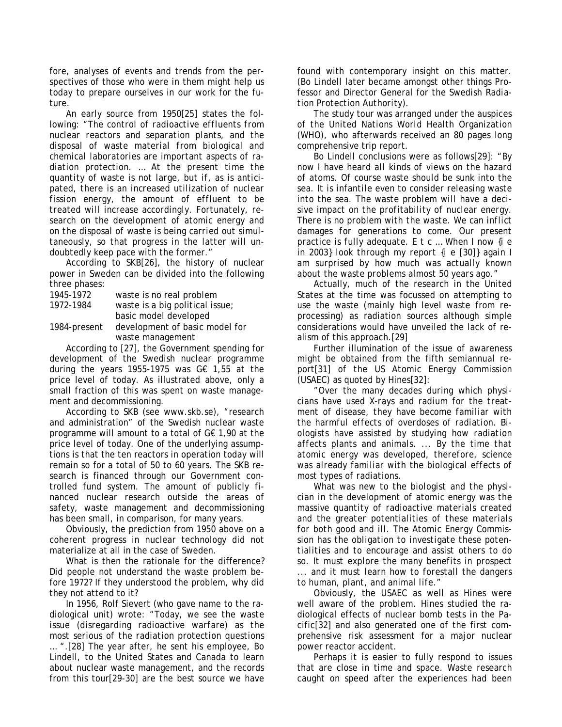fore, analyses of events and trends from the perspectives of those who were in them might help us today to prepare ourselves in our work for the future.

An early source from 1950[25] states the following: "The control of radioactive effluents from nuclear reactors and separation plants, and the disposal of waste material from biological and chemical laboratories are important aspects of radiation protection. … At the present time the quantity of waste is not large, but if, as is anticipated, there is an increased utilization of nuclear fission energy, the amount of effluent to be treated will increase accordingly. Fortunately, research on the development of atomic energy and on the disposal of waste is being carried out simultaneously, so that progress in the latter will undoubtedly keep pace with the former."

According to SKB[26], the history of nuclear power in Sweden can be divided into the following three phases:

| | |
|---|---|
| 1945-1972 | waste is no real problem |
| 1972-1984 | waste is a big political issue; basic model developed |
| 1984-present | development of basic model for waste management |

According to [27], the Government spending for development of the Swedish nuclear programme during the years 1955-1975 was G€ 1,55 at the price level of today. As illustrated above, only a small fraction of this was spent on waste management and decommissioning.

According to SKB (see www.skb.se), "research and administration" of the Swedish nuclear waste programme will amount to a total of G€ 1,90 at the price level of today. One of the underlying assumptions is that the ten reactors in operation today will remain so for a total of 50 to 60 years. The SKB research is financed through our Government controlled fund system. The amount of publicly financed nuclear research outside the areas of safety, waste management and decommissioning has been small, in comparison, for many years.

Obviously, the prediction from 1950 above on a coherent progress in nuclear technology did not materialize at all in the case of Sweden.

What is then the rationale for the difference? Did people not understand the waste problem before 1972? If they understood the problem, why did they not attend to it?

In 1956, Rolf Sievert (who gave name to the radiological unit) wrote: "Today, we see the waste issue (disregarding radioactive warfare) as the most serious of the radiation protection questions … ".[28] The year after, he sent his employee, Bo Lindell, to the United States and Canada to learn about nuclear waste management, and the records from this tour[29-30] are the best source we have found with contemporary insight on this matter. (Bo Lindell later became amongst other things Professor and Director General for the Swedish Radiation Protection Authority).

The study tour was arranged under the auspices of the United Nations World Health Organization (WHO), who afterwards received an 80 pages long comprehensive trip report.

Bo Lindell conclusions were as follows[29]: "By now I have heard all kinds of views on the hazard of atoms. Of course waste should be sunk into the sea. It is infantile even to consider releasing waste into the sea. The waste problem will have a decisive impact on the profitability of nuclear energy. There is no problem with the waste. We can inflict damages for generations to come. Our present practice is fully adequate. E t c … When I now {i e in 2003} look through my report {i e [30]} again I am surprised by how much was actually known about the waste problems almost 50 years ago."

Actually, much of the research in the United States at the time was focussed on attempting to use the waste (mainly high level waste from reprocessing) as radiation sources although simple considerations would have unveiled the lack of realism of this approach.[29]

Further illumination of the issue of awareness might be obtained from the fifth semiannual report[31] of the US Atomic Energy Commission (USAEC) as quoted by Hines[32]:

"Over the many decades during which physicians have used X-rays and radium for the treatment of disease, they have become familiar with the harmful effects of overdoses of radiation. Biologists have assisted by studying how radiation affects plants and animals. ... By the time that atomic energy was developed, therefore, science was already familiar with the biological effects of most types of radiations.

What was new to the biologist and the physician in the development of atomic energy was the massive quantity of radioactive materials created and the greater potentialities of these materials for both good and ill. The Atomic Energy Commission has the obligation to investigate these potentialities and to encourage and assist others to do so. It must explore the many benefits in prospect ... and it must learn how to forestall the dangers to human, plant, and animal life."

Obviously, the USAEC as well as Hines were well aware of the problem. Hines studied the radiological effects of nuclear bomb tests in the Pacific[32] and also generated one of the first comprehensive risk assessment for a major nuclear power reactor accident.

Perhaps it is easier to fully respond to issues that are close in time and space. Waste research caught on speed after the experiences had been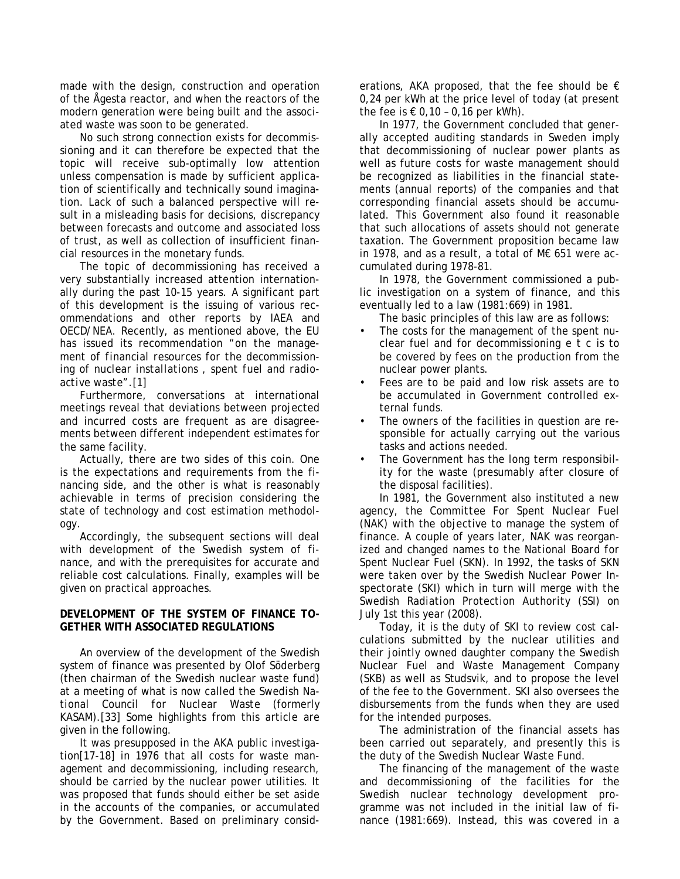made with the design, construction and operation of the Ågesta reactor, and when the reactors of the modern generation were being built and the associated waste was soon to be generated.

No such strong connection exists for decommissioning and it can therefore be expected that the topic will receive sub-optimally low attention unless compensation is made by sufficient application of scientifically and technically sound imagination. Lack of such a balanced perspective will result in a misleading basis for decisions, discrepancy between forecasts and outcome and associated loss of trust, as well as collection of insufficient financial resources in the monetary funds.

The topic of decommissioning has received a very substantially increased attention internationally during the past 10-15 years. A significant part of this development is the issuing of various recommendations and other reports by IAEA and OECD/NEA. Recently, as mentioned above, the EU has issued its recommendation "*on the management of financial resources for the decommissioning of nuclear installations , spent fuel and radioactive waste*".[1]

Furthermore, conversations at international meetings reveal that deviations between projected and incurred costs are frequent as are disagreements between different independent estimates for the same facility.

Actually, there are two sides of this coin. One is the expectations and requirements from the financing side, and the other is what is reasonably achievable in terms of precision considering the state of technology and cost estimation methodology.

Accordingly, the subsequent sections will deal with development of the Swedish system of finance, and with the prerequisites for accurate and reliable cost calculations. Finally, examples will be given on practical approaches.

## DEVELOPMENT OF THE SYSTEM OF FINANCE TOGETHER WITH ASSOCIATED REGULATIONS

An overview of the development of the Swedish system of finance was presented by Olof Söderberg (then chairman of the Swedish nuclear waste fund) at a meeting of what is now called the Swedish National Council for Nuclear Waste (formerly KASAM).[33] Some highlights from this article are given in the following.

It was presupposed in the AKA public investigation[17-18] in 1976 that all costs for waste management and decommissioning, including research, should be carried by the nuclear power utilities. It was proposed that funds should either be set aside in the accounts of the companies, or accumulated by the Government. Based on preliminary considerations, AKA proposed, that the fee should be € 0,24 per kWh at the price level of today (at present the fee is € 0,10 – 0,16 per kWh).

In 1977, the Government concluded that generally accepted auditing standards in Sweden imply that decommissioning of nuclear power plants as well as future costs for waste management should be recognized as liabilities in the financial statements (annual reports) of the companies and that corresponding financial assets should be accumulated. This Government also found it reasonable that such allocations of assets should not generate taxation. The Government proposition became law in 1978, and as a result, a total of M€ 651 were accumulated during 1978-81.

In 1978, the Government commissioned a public investigation on a system of finance, and this eventually led to a law (1981:669) in 1981.

The basic principles of this law are as follows:

- The costs for the management of the spent nuclear fuel and for decommissioning e t c is to be covered by fees on the production from the nuclear power plants.
- Fees are to be paid and low risk assets are to be accumulated in Government controlled external funds.
- The owners of the facilities in question are responsible for actually carrying out the various tasks and actions needed.
- The Government has the long term responsibility for the waste (presumably after closure of the disposal facilities).

In 1981, the Government also instituted a new agency, the Committee For Spent Nuclear Fuel (NAK) with the objective to manage the system of finance. A couple of years later, NAK was reorganized and changed names to the National Board for Spent Nuclear Fuel (SKN). In 1992, the tasks of SKN were taken over by the Swedish Nuclear Power Inspectorate (SKI) which in turn will merge with the Swedish Radiation Protection Authority (SSI) on July 1st this year (2008).

Today, it is the duty of SKI to review cost calculations submitted by the nuclear utilities and their jointly owned daughter company the Swedish Nuclear Fuel and Waste Management Company (SKB) as well as Studsvik, and to propose the level of the fee to the Government. SKI also oversees the disbursements from the funds when they are used for the intended purposes.

The administration of the financial assets has been carried out separately, and presently this is the duty of the Swedish Nuclear Waste Fund.

The financing of the management of the waste and decommissioning of the facilities for the Swedish nuclear technology development programme was not included in the initial law of finance (1981:669). Instead, this was covered in a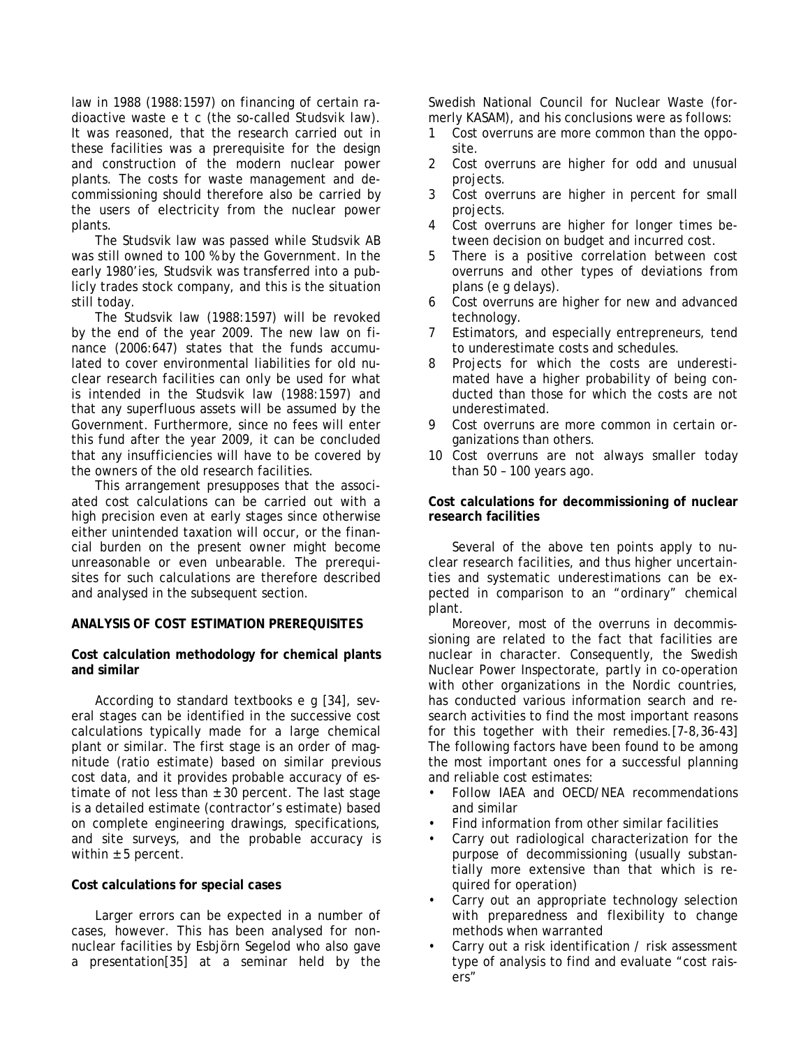law in 1988 (1988:1597) on financing of certain radioactive waste e t c (the so-called Studsvik law). It was reasoned, that the research carried out in these facilities was a prerequisite for the design and construction of the modern nuclear power plants. The costs for waste management and decommissioning should therefore also be carried by the users of electricity from the nuclear power plants.

The Studsvik law was passed while Studsvik AB was still owned to 100 % by the Government. In the early 1980'ies, Studsvik was transferred into a publicly trades stock company, and this is the situation still today.

The Studsvik law (1988:1597) will be revoked by the end of the year 2009. The new law on finance (2006:647) states that the funds accumulated to cover environmental liabilities for old nuclear research facilities can only be used for what is intended in the Studsvik law (1988:1597) and that any superfluous assets will be assumed by the Government. Furthermore, since no fees will enter this fund after the year 2009, it can be concluded that any insufficiencies will have to be covered by the owners of the old research facilities.

This arrangement presupposes that the associated cost calculations can be carried out with a high precision even at early stages since otherwise either unintended taxation will occur, or the financial burden on the present owner might become unreasonable or even unbearable. The prerequisites for such calculations are therefore described and analysed in the subsequent section.

## ANALYSIS OF COST ESTIMATION PREREQUISITES

### Cost calculation methodology for chemical plants and similar

According to standard textbooks e g [34], several stages can be identified in the successive cost calculations typically made for a large chemical plant or similar. The first stage is an order of magnitude (ratio estimate) based on similar previous cost data, and it provides probable accuracy of estimate of not less than ± 30 percent. The last stage is a detailed estimate (contractor's estimate) based on complete engineering drawings, specifications, and site surveys, and the probable accuracy is within ± 5 percent.

### Cost calculations for special cases

Larger errors can be expected in a number of cases, however. This has been analysed for non-nuclear facilities by Esbjörn Segelod who also gave a presentation[35] at a seminar held by the Swedish National Council for Nuclear Waste (formerly KASAM), and his conclusions were as follows:

1. Cost overruns are more common than the opposite.
2. Cost overruns are higher for odd and unusual projects.
3. Cost overruns are higher in percent for small projects.
4. Cost overruns are higher for longer times between decision on budget and incurred cost.
5. There is a positive correlation between cost overruns and other types of deviations from plans (e g delays).
6. Cost overruns are higher for new and advanced technology.
7. Estimators, and especially entrepreneurs, tend to underestimate costs and schedules.
8. Projects for which the costs are underestimated have a higher probability of being conducted than those for which the costs are not underestimated.
9. Cost overruns are more common in certain organizations than others.
10. Cost overruns are not always smaller today than 50 – 100 years ago.

### Cost calculations for decommissioning of nuclear research facilities

Several of the above ten points apply to nuclear research facilities, and thus higher uncertainties and systematic underestimations can be expected in comparison to an "ordinary" chemical plant.

Moreover, most of the overruns in decommissioning are related to the fact that facilities are nuclear in character. Consequently, the Swedish Nuclear Power Inspectorate, partly in co-operation with other organizations in the Nordic countries, has conducted various information search and research activities to find the most important reasons for this together with their remedies.[7-8,36-43] The following factors have been found to be among the most important ones for a successful planning and reliable cost estimates:

- Follow IAEA and OECD/NEA recommendations and similar
- Find information from other similar facilities
- Carry out radiological characterization for the purpose of decommissioning (usually substantially more extensive than that which is required for operation)
- Carry out an appropriate technology selection with preparedness and flexibility to change methods when warranted
- Carry out a risk identification / risk assessment type of analysis to find and evaluate "cost raisers"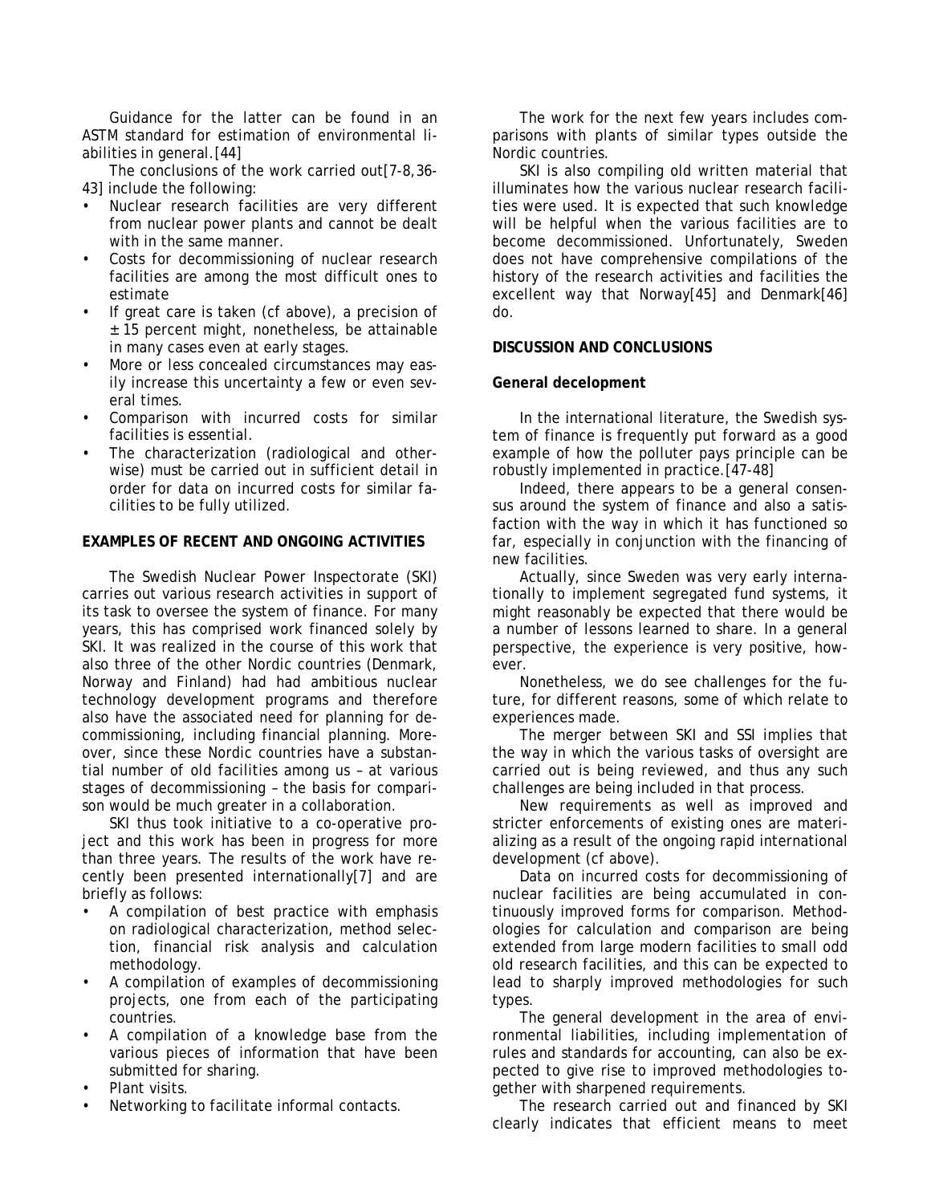Guidance for the latter can be found in an ASTM standard for estimation of environmental liabilities in general.[44]

The conclusions of the work carried out[7-8,36-43] include the following:

- Nuclear research facilities are very different from nuclear power plants and cannot be dealt with in the same manner.
- Costs for decommissioning of nuclear research facilities are among the most difficult ones to estimate
- If great care is taken (cf above), a precision of ± 15 percent might, nonetheless, be attainable in many cases even at early stages.
- More or less concealed circumstances may easily increase this uncertainty a few or even several times.
- Comparison with incurred costs for similar facilities is essential.
- The characterization (radiological and otherwise) must be carried out in sufficient detail in order for data on incurred costs for similar facilities to be fully utilized.

## EXAMPLES OF RECENT AND ONGOING ACTIVITIES

The Swedish Nuclear Power Inspectorate (SKI) carries out various research activities in support of its task to oversee the system of finance. For many years, this has comprised work financed solely by SKI. It was realized in the course of this work that also three of the other Nordic countries (Denmark, Norway and Finland) had had ambitious nuclear technology development programs and therefore also have the associated need for planning for decommissioning, including financial planning. Moreover, since these Nordic countries have a substantial number of old facilities among us – at various stages of decommissioning – the basis for comparison would be much greater in a collaboration.

SKI thus took initiative to a co-operative project and this work has been in progress for more than three years. The results of the work have recently been presented internationally[7] and are briefly as follows:

- A compilation of best practice with emphasis on radiological characterization, method selection, financial risk analysis and calculation methodology.
- A compilation of examples of decommissioning projects, one from each of the participating countries.
- A compilation of a knowledge base from the various pieces of information that have been submitted for sharing.
- Plant visits.
- Networking to facilitate informal contacts.

The work for the next few years includes comparisons with plants of similar types outside the Nordic countries.

SKI is also compiling old written material that illuminates how the various nuclear research facilities were used. It is expected that such knowledge will be helpful when the various facilities are to become decommissioned. Unfortunately, Sweden does not have comprehensive compilations of the history of the research activities and facilities the excellent way that Norway[45] and Denmark[46] do.

## DISCUSSION AND CONCLUSIONS

### General decelopment

In the international literature, the Swedish system of finance is frequently put forward as a good example of how the polluter pays principle can be robustly implemented in practice.[47-48]

Indeed, there appears to be a general consensus around the system of finance and also a satisfaction with the way in which it has functioned so far, especially in conjunction with the financing of new facilities.

Actually, since Sweden was very early internationally to implement segregated fund systems, it might reasonably be expected that there would be a number of lessons learned to share. In a general perspective, the experience is very positive, however.

Nonetheless, we do see challenges for the future, for different reasons, some of which relate to experiences made.

The merger between SKI and SSI implies that the way in which the various tasks of oversight are carried out is being reviewed, and thus any such challenges are being included in that process.

New requirements as well as improved and stricter enforcements of existing ones are materializing as a result of the ongoing rapid international development (cf above).

Data on incurred costs for decommissioning of nuclear facilities are being accumulated in continuously improved forms for comparison. Methodologies for calculation and comparison are being extended from large modern facilities to small odd old research facilities, and this can be expected to lead to sharply improved methodologies for such types.

The general development in the area of environmental liabilities, including implementation of rules and standards for accounting, can also be expected to give rise to improved methodologies together with sharpened requirements.

The research carried out and financed by SKI clearly indicates that efficient means to meet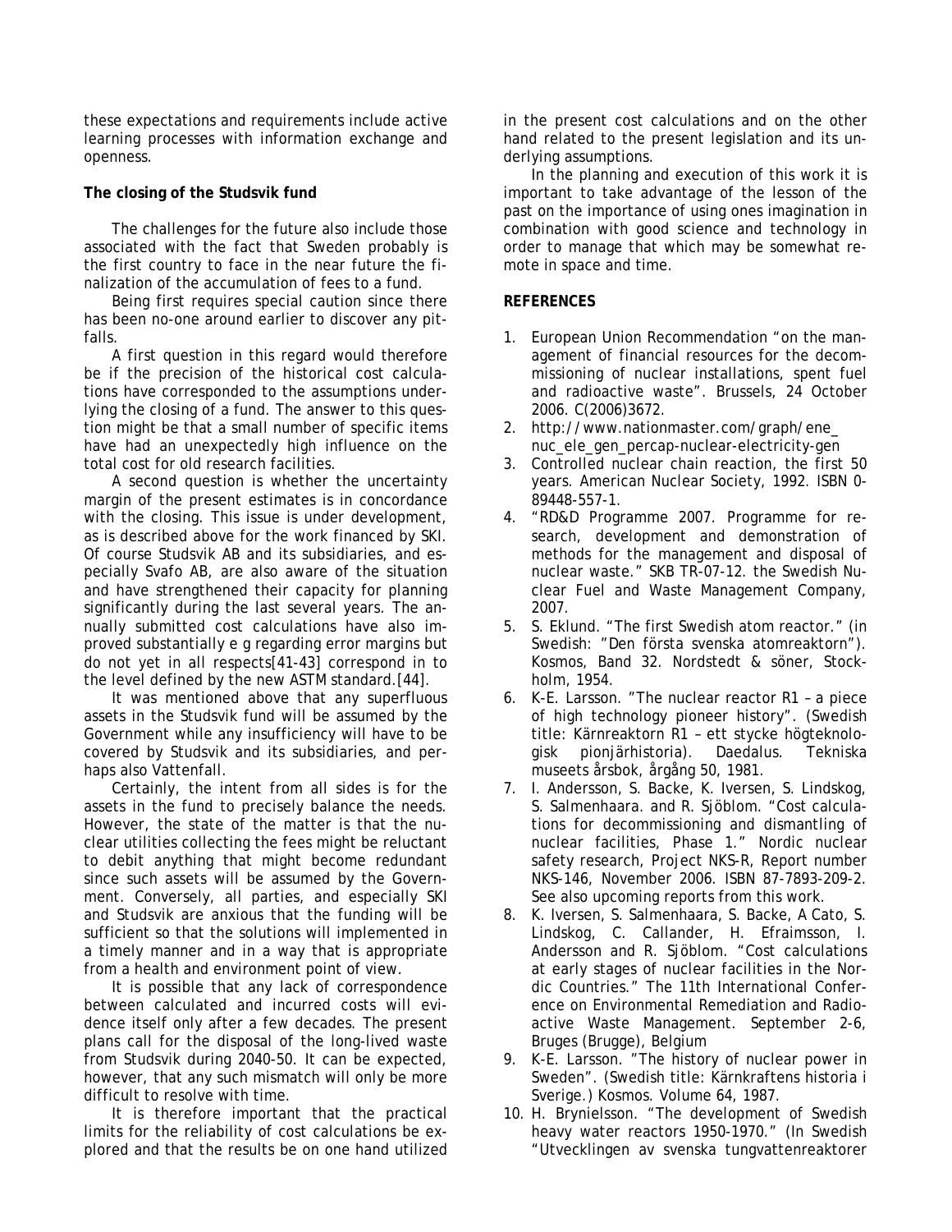these expectations and requirements include active learning processes with information exchange and openness.

**The closing of the Studsvik fund**

The challenges for the future also include those associated with the fact that Sweden probably is the first country to face in the near future the finalization of the accumulation of fees to a fund.

Being first requires special caution since there has been no-one around earlier to discover any pitfalls.

A first question in this regard would therefore be if the precision of the historical cost calculations have corresponded to the assumptions underlying the closing of a fund. The answer to this question might be that a small number of specific items have had an unexpectedly high influence on the total cost for old research facilities.

A second question is whether the uncertainty margin of the present estimates is in concordance with the closing. This issue is under development, as is described above for the work financed by SKI. Of course Studsvik AB and its subsidiaries, and especially Svafo AB, are also aware of the situation and have strengthened their capacity for planning significantly during the last several years. The annually submitted cost calculations have also improved substantially e g regarding error margins but do not yet in all respects[41-43] correspond in to the level defined by the new ASTM standard.[44].

It was mentioned above that any superfluous assets in the Studsvik fund will be assumed by the Government while any insufficiency will have to be covered by Studsvik and its subsidiaries, and perhaps also Vattenfall.

Certainly, the intent from all sides is for the assets in the fund to precisely balance the needs. However, the state of the matter is that the nuclear utilities collecting the fees might be reluctant to debit anything that might become redundant since such assets will be assumed by the Government. Conversely, all parties, and especially SKI and Studsvik are anxious that the funding will be sufficient so that the solutions will implemented in a timely manner and in a way that is appropriate from a health and environment point of view.

It is possible that any lack of correspondence between calculated and incurred costs will evidence itself only after a few decades. The present plans call for the disposal of the long-lived waste from Studsvik during 2040-50. It can be expected, however, that any such mismatch will only be more difficult to resolve with time.

It is therefore important that the practical limits for the reliability of cost calculations be explored and that the results be on one hand utilized in the present cost calculations and on the other hand related to the present legislation and its underlying assumptions.

In the planning and execution of this work it is important to take advantage of the lesson of the past on the importance of using ones imagination in combination with good science and technology in order to manage that which may be somewhat remote in space and time.

**REFERENCES**

1. European Union Recommendation "on the management of financial resources for the decommissioning of nuclear installations, spent fuel and radioactive waste". Brussels, 24 October 2006. C(2006)3672.
2. http://www.nationmaster.com/graph/ene_nuc_ele_gen_percap-nuclear-electricity-gen
3. Controlled nuclear chain reaction, the first 50 years. American Nuclear Society, 1992. ISBN 0-89448-557-1.
4. "RD&D Programme 2007. Programme for research, development and demonstration of methods for the management and disposal of nuclear waste." SKB TR-07-12. the Swedish Nuclear Fuel and Waste Management Company, 2007.
5. S. Eklund. "The first Swedish atom reactor." (in Swedish: "Den första svenska atomreaktorn"). Kosmos, Band 32. Nordstedt & söner, Stockholm, 1954.
6. K-E. Larsson. "The nuclear reactor R1 – a piece of high technology pioneer history". (Swedish title: Kärnreaktorn R1 – ett stycke högteknologisk pionjärhistoria). Daedalus. Tekniska museets årsbok, årgång 50, 1981.
7. I. Andersson, S. Backe, K. Iversen, S. Lindskog, S. Salmenhaara. and R. Sjöblom. "Cost calculations for decommissioning and dismantling of nuclear facilities, Phase 1." Nordic nuclear safety research, Project NKS-R, Report number NKS-146, November 2006. ISBN 87-7893-209-2. See also upcoming reports from this work.
8. K. Iversen, S. Salmenhaara, S. Backe, A Cato, S. Lindskog, C. Callander, H. Efraimsson, I. Andersson and R. Sjöblom. "Cost calculations at early stages of nuclear facilities in the Nordic Countries." The 11th International Conference on Environmental Remediation and Radioactive Waste Management. September 2-6, Bruges (Brugge), Belgium
9. K-E. Larsson. "The history of nuclear power in Sweden". (Swedish title: Kärnkraftens historia i Sverige.) Kosmos. Volume 64, 1987.
10. H. Brynielsson. "The development of Swedish heavy water reactors 1950-1970." (In Swedish "Utvecklingen av svenska tungvattenreaktorer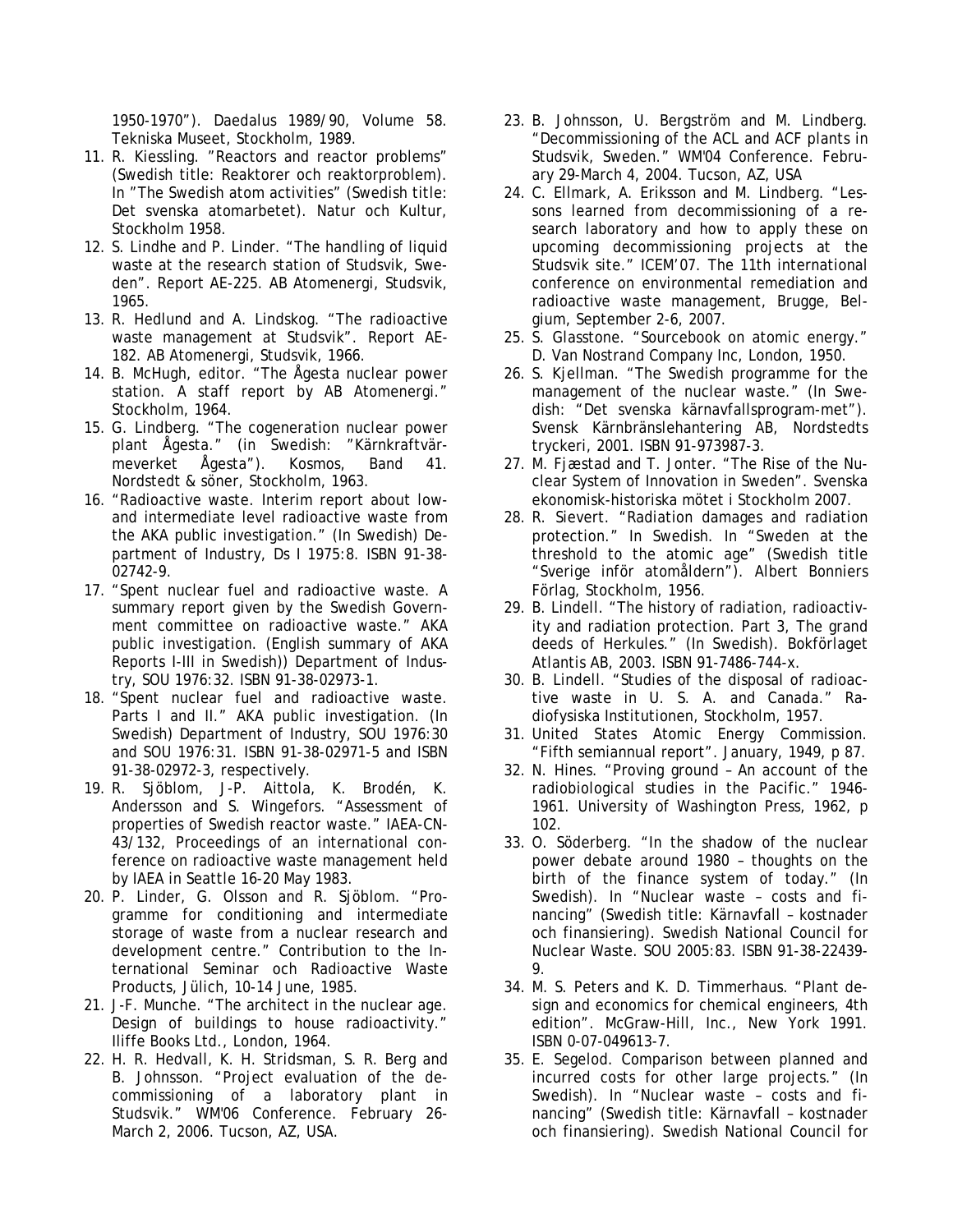1950-1970"). Daedalus 1989/90, Volume 58. Tekniska Museet, Stockholm, 1989.

11. R. Kiessling. "Reactors and reactor problems" (Swedish title: Reaktorer och reaktorproblem). In "The Swedish atom activities" (Swedish title: Det svenska atomarbetet). Natur och Kultur, Stockholm 1958.
12. S. Lindhe and P. Linder. "The handling of liquid waste at the research station of Studsvik, Sweden". Report AE-225. AB Atomenergi, Studsvik, 1965.
13. R. Hedlund and A. Lindskog. "The radioactive waste management at Studsvik". Report AE-182. AB Atomenergi, Studsvik, 1966.
14. B. McHugh, editor. "The Ågesta nuclear power station. A staff report by AB Atomenergi." Stockholm, 1964.
15. G. Lindberg. "The cogeneration nuclear power plant Ågesta." (in Swedish: "Kärnkraftvärmeverket Ågesta"). Kosmos, Band 41. Nordstedt & söner, Stockholm, 1963.
16. "Radioactive waste. Interim report about low- and intermediate level radioactive waste from the AKA public investigation." (In Swedish) Department of Industry, Ds I 1975:8. ISBN 91-38-02742-9.
17. "Spent nuclear fuel and radioactive waste. A summary report given by the Swedish Government committee on radioactive waste." AKA public investigation. (English summary of AKA Reports I-III in Swedish)) Department of Industry, SOU 1976:32. ISBN 91-38-02973-1.
18. "Spent nuclear fuel and radioactive waste. Parts I and II." AKA public investigation. (In Swedish) Department of Industry, SOU 1976:30 and SOU 1976:31. ISBN 91-38-02971-5 and ISBN 91-38-02972-3, respectively.
19. R. Sjöblom, J-P. Aittola, K. Brodén, K. Andersson and S. Wingefors. "Assessment of properties of Swedish reactor waste." IAEA-CN-43/132, Proceedings of an international conference on radioactive waste management held by IAEA in Seattle 16-20 May 1983.
20. P. Linder, G. Olsson and R. Sjöblom. "Programme for conditioning and intermediate storage of waste from a nuclear research and development centre." Contribution to the International Seminar och Radioactive Waste Products, Jülich, 10-14 June, 1985.
21. J-F. Munche. "The architect in the nuclear age. Design of buildings to house radioactivity." Iliffe Books Ltd., London, 1964.
22. H. R. Hedvall, K. H. Stridsman, S. R. Berg and B. Johnsson. "Project evaluation of the decommissioning of a laboratory plant in Studsvik." WM'06 Conference. February 26-March 2, 2006. Tucson, AZ, USA.
23. B. Johnsson, U. Bergström and M. Lindberg. "Decommissioning of the ACL and ACF plants in Studsvik, Sweden." WM'04 Conference. February 29-March 4, 2004. Tucson, AZ, USA
24. C. Ellmark, A. Eriksson and M. Lindberg. "Lessons learned from decommissioning of a research laboratory and how to apply these on upcoming decommissioning projects at the Studsvik site." ICEM'07. The 11th international conference on environmental remediation and radioactive waste management, Brugge, Belgium, September 2-6, 2007.
25. S. Glasstone. "Sourcebook on atomic energy." D. Van Nostrand Company Inc, London, 1950.
26. S. Kjellman. "The Swedish programme for the management of the nuclear waste." (In Swedish: "Det svenska kärnavfallsprogram-met"). Svensk Kärnbränslehantering AB, Nordstedts tryckeri, 2001. ISBN 91-973987-3.
27. M. Fjæstad and T. Jonter. "The Rise of the Nuclear System of Innovation in Sweden". Svenska ekonomisk-historiska mötet i Stockholm 2007.
28. R. Sievert. "Radiation damages and radiation protection." In Swedish. In "Sweden at the threshold to the atomic age" (Swedish title "Sverige inför atomåldern"). Albert Bonniers Förlag, Stockholm, 1956.
29. B. Lindell. "The history of radiation, radioactivity and radiation protection. Part 3, The grand deeds of Herkules." (In Swedish). Bokförlaget Atlantis AB, 2003. ISBN 91-7486-744-x.
30. B. Lindell. "Studies of the disposal of radioactive waste in U. S. A. and Canada." Radiofysiska Institutionen, Stockholm, 1957.
31. United States Atomic Energy Commission. "Fifth semiannual report". January, 1949, p 87.
32. N. Hines. "Proving ground – An account of the radiobiological studies in the Pacific." 1946-1961. University of Washington Press, 1962, p 102.
33. O. Söderberg. "In the shadow of the nuclear power debate around 1980 – thoughts on the birth of the finance system of today." (In Swedish). In "Nuclear waste – costs and financing" (Swedish title: Kärnavfall – kostnader och finansiering). Swedish National Council for Nuclear Waste. SOU 2005:83. ISBN 91-38-22439-9.
34. M. S. Peters and K. D. Timmerhaus. "Plant design and economics for chemical engineers, 4th edition". McGraw-Hill, Inc., New York 1991. ISBN 0-07-049613-7.
35. E. Segelod. Comparison between planned and incurred costs for other large projects." (In Swedish). In "Nuclear waste – costs and financing" (Swedish title: Kärnavfall – kostnader och finansiering). Swedish National Council for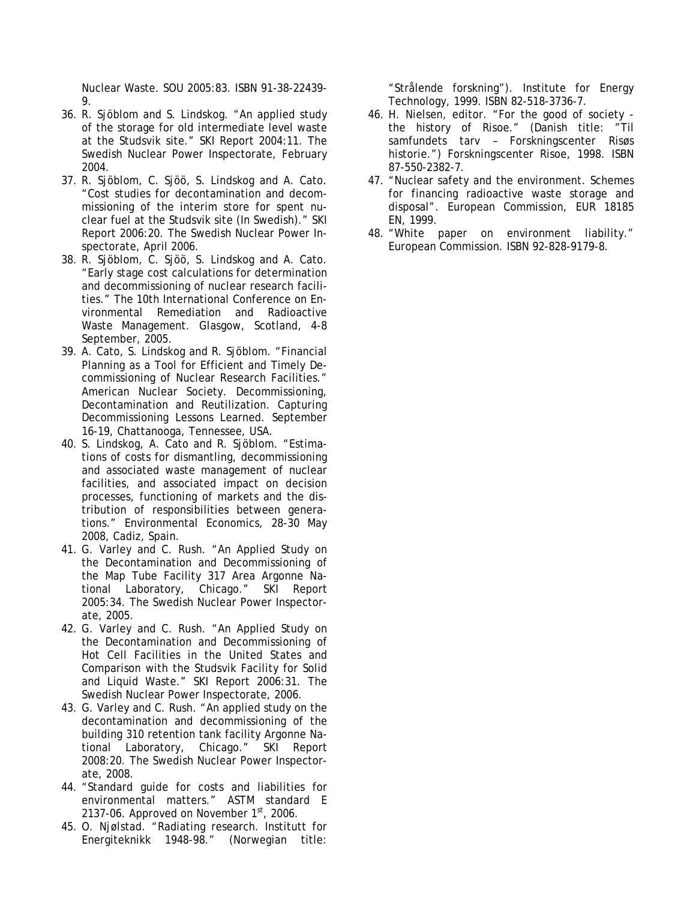Nuclear Waste. SOU 2005:83. ISBN 91-38-22439-9.

36. R. Sjöblom and S. Lindskog. "An applied study of the storage for old intermediate level waste at the Studsvik site." SKI Report 2004:11. The Swedish Nuclear Power Inspectorate, February 2004.
37. R. Sjöblom, C. Sjöö, S. Lindskog and A. Cato. "Cost studies for decontamination and decommissioning of the interim store for spent nuclear fuel at the Studsvik site (In Swedish)." SKI Report 2006:20. The Swedish Nuclear Power Inspectorate, April 2006.
38. R. Sjöblom, C. Sjöö, S. Lindskog and A. Cato. "Early stage cost calculations for determination and decommissioning of nuclear research facilities." The 10th International Conference on Environmental Remediation and Radioactive Waste Management. Glasgow, Scotland, 4-8 September, 2005.
39. A. Cato, S. Lindskog and R. Sjöblom. "Financial Planning as a Tool for Efficient and Timely Decommissioning of Nuclear Research Facilities." American Nuclear Society. Decommissioning, Decontamination and Reutilization. Capturing Decommissioning Lessons Learned. September 16-19, Chattanooga, Tennessee, USA.
40. S. Lindskog, A. Cato and R. Sjöblom. "Estimations of costs for dismantling, decommissioning and associated waste management of nuclear facilities, and associated impact on decision processes, functioning of markets and the distribution of responsibilities between generations." Environmental Economics, 28-30 May 2008, Cadiz, Spain.
41. G. Varley and C. Rush. "An Applied Study on the Decontamination and Decommissioning of the Map Tube Facility 317 Area Argonne National Laboratory, Chicago." SKI Report 2005:34. The Swedish Nuclear Power Inspectorate, 2005.
42. G. Varley and C. Rush. "An Applied Study on the Decontamination and Decommissioning of Hot Cell Facilities in the United States and Comparison with the Studsvik Facility for Solid and Liquid Waste." SKI Report 2006:31. The Swedish Nuclear Power Inspectorate, 2006.
43. G. Varley and C. Rush. "An applied study on the decontamination and decommissioning of the building 310 retention tank facility Argonne National Laboratory, Chicago." SKI Report 2008:20. The Swedish Nuclear Power Inspectorate, 2008.
44. "Standard guide for costs and liabilities for environmental matters." ASTM standard E 2137-06. Approved on November 1st, 2006.
45. O. Njølstad. "Radiating research. Institutt for Energiteknikk 1948-98." (Norwegian title: "Strålende forskning"). Institute for Energy Technology, 1999. ISBN 82-518-3736-7.
46. H. Nielsen, editor. "For the good of society - the history of Risoe." (Danish title: "Til samfundets tarv – Forskningscenter Risøs historie.") Forskningscenter Risoe, 1998. ISBN 87-550-2382-7.
47. "Nuclear safety and the environment. Schemes for financing radioactive waste storage and disposal". European Commission, EUR 18185 EN, 1999.
48. "White paper on environment liability." European Commission. ISBN 92-828-9179-8.